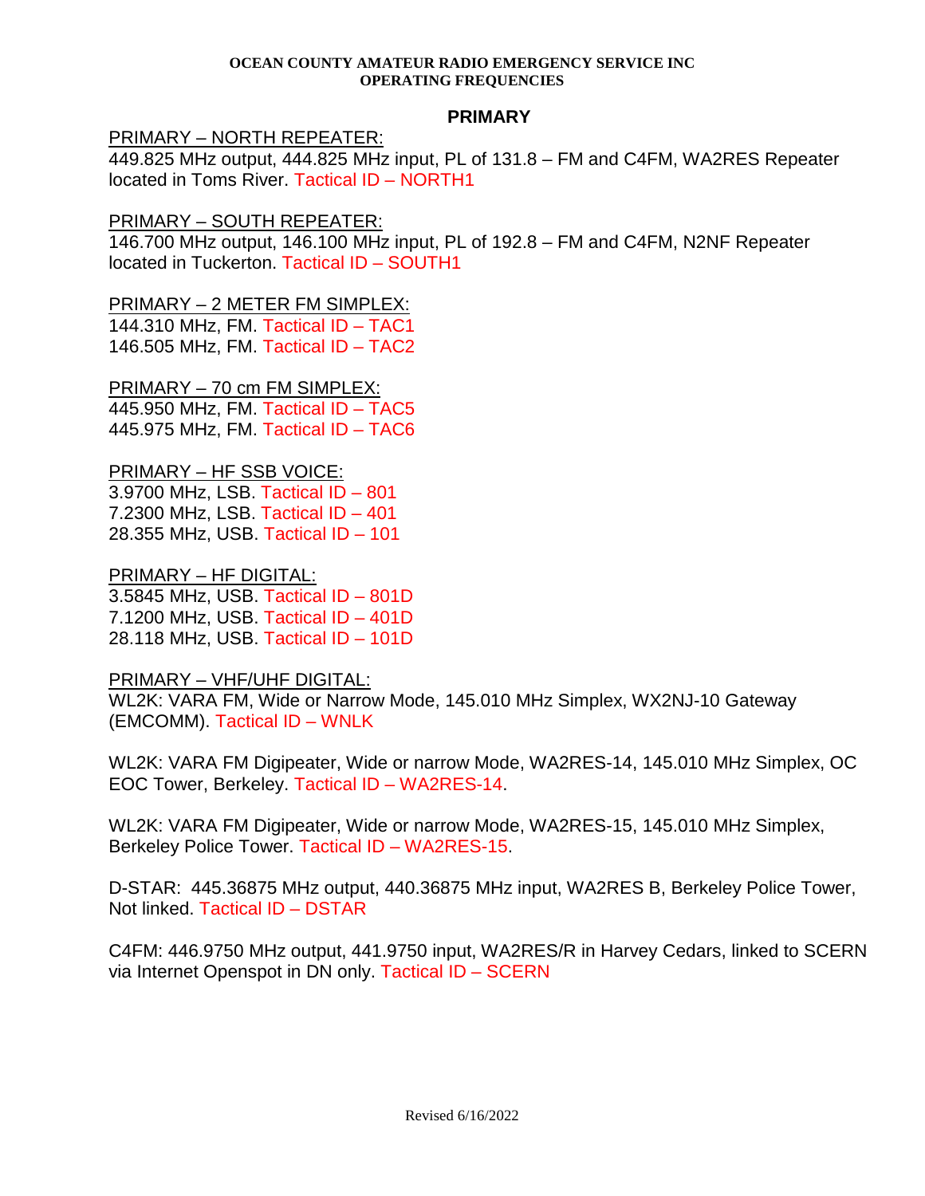**OCEAN COUNTY AMATEUR RADIO EMERGENCY SERVICE INC**
**OPERATING FREQUENCIES**

## PRIMARY

PRIMARY – NORTH REPEATER:
449.825 MHz output, 444.825 MHz input, PL of 131.8 – FM and C4FM, WA2RES Repeater located in Toms River. Tactical ID – NORTH1

PRIMARY – SOUTH REPEATER:
146.700 MHz output, 146.100 MHz input, PL of 192.8 – FM and C4FM, N2NF Repeater located in Tuckerton. Tactical ID – SOUTH1

PRIMARY – 2 METER FM SIMPLEX:
144.310 MHz, FM. Tactical ID – TAC1
146.505 MHz, FM. Tactical ID – TAC2

PRIMARY – 70 cm FM SIMPLEX:
445.950 MHz, FM. Tactical ID – TAC5
445.975 MHz, FM. Tactical ID – TAC6

PRIMARY – HF SSB VOICE:
3.9700 MHz, LSB. Tactical ID – 801
7.2300 MHz, LSB. Tactical ID – 401
28.355 MHz, USB. Tactical ID – 101

PRIMARY – HF DIGITAL:
3.5845 MHz, USB. Tactical ID – 801D
7.1200 MHz, USB. Tactical ID – 401D
28.118 MHz, USB. Tactical ID – 101D

PRIMARY – VHF/UHF DIGITAL:
WL2K: VARA FM, Wide or Narrow Mode, 145.010 MHz Simplex, WX2NJ-10 Gateway (EMCOMM). Tactical ID – WNLK

WL2K: VARA FM Digipeater, Wide or narrow Mode, WA2RES-14, 145.010 MHz Simplex, OC EOC Tower, Berkeley. Tactical ID – WA2RES-14.

WL2K: VARA FM Digipeater, Wide or narrow Mode, WA2RES-15, 145.010 MHz Simplex, Berkeley Police Tower. Tactical ID – WA2RES-15.

D-STAR: 445.36875 MHz output, 440.36875 MHz input, WA2RES B, Berkeley Police Tower, Not linked. Tactical ID – DSTAR

C4FM: 446.9750 MHz output, 441.9750 input, WA2RES/R in Harvey Cedars, linked to SCERN via Internet Openspot in DN only. Tactical ID – SCERN

Revised 6/16/2022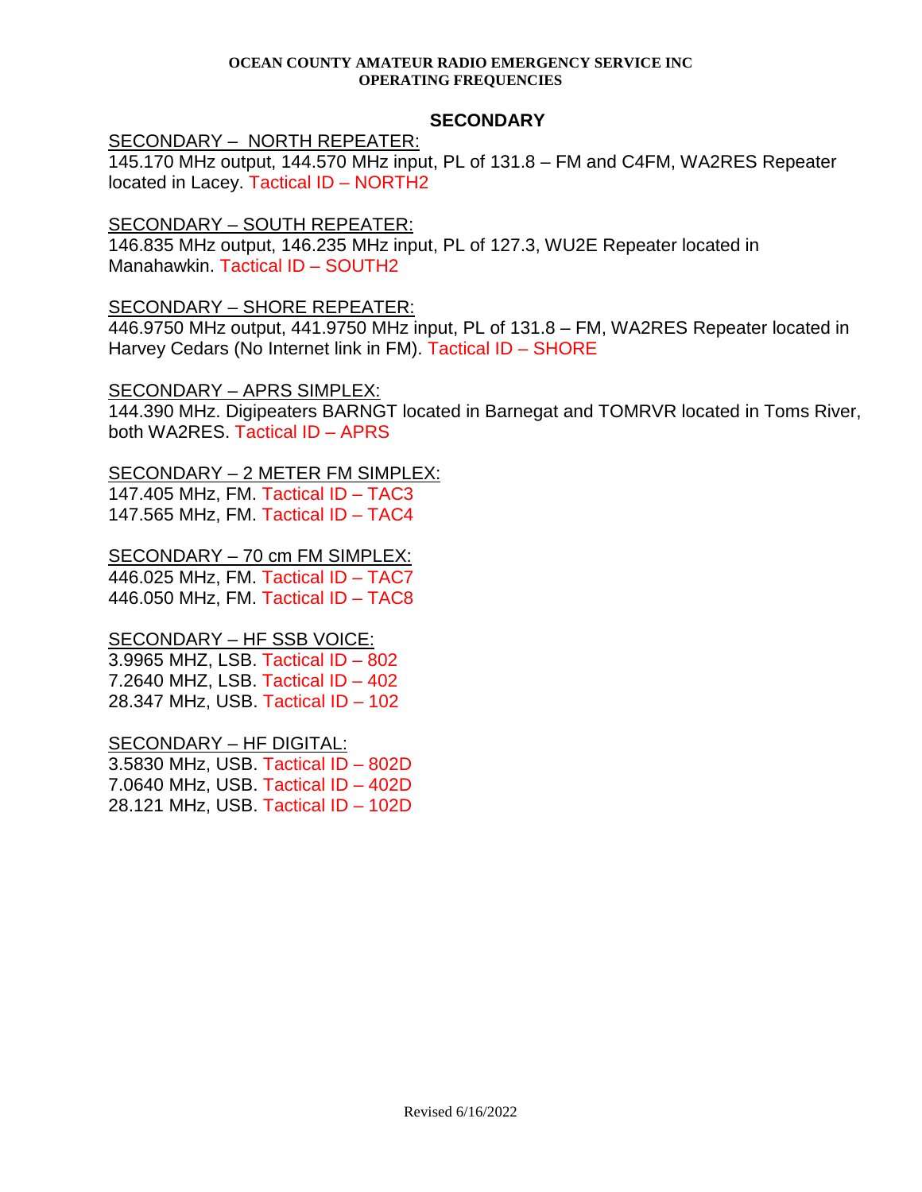**OCEAN COUNTY AMATEUR RADIO EMERGENCY SERVICE INC**
**OPERATING FREQUENCIES**

## SECONDARY

SECONDARY – NORTH REPEATER:
145.170 MHz output, 144.570 MHz input, PL of 131.8 – FM and C4FM, WA2RES Repeater located in Lacey. Tactical ID – NORTH2

SECONDARY – SOUTH REPEATER:
146.835 MHz output, 146.235 MHz input, PL of 127.3, WU2E Repeater located in Manahawkin. Tactical ID – SOUTH2

SECONDARY – SHORE REPEATER:
446.9750 MHz output, 441.9750 MHz input, PL of 131.8 – FM, WA2RES Repeater located in Harvey Cedars (No Internet link in FM). Tactical ID – SHORE

SECONDARY – APRS SIMPLEX:
144.390 MHz. Digipeaters BARNGT located in Barnegat and TOMRVR located in Toms River, both WA2RES. Tactical ID – APRS

SECONDARY – 2 METER FM SIMPLEX:
147.405 MHz, FM. Tactical ID – TAC3
147.565 MHz, FM. Tactical ID – TAC4

SECONDARY – 70 cm FM SIMPLEX:
446.025 MHz, FM. Tactical ID – TAC7
446.050 MHz, FM. Tactical ID – TAC8

SECONDARY – HF SSB VOICE:
3.9965 MHZ, LSB. Tactical ID – 802
7.2640 MHZ, LSB. Tactical ID – 402
28.347 MHz, USB. Tactical ID – 102

SECONDARY – HF DIGITAL:
3.5830 MHz, USB. Tactical ID – 802D
7.0640 MHz, USB. Tactical ID – 402D
28.121 MHz, USB. Tactical ID – 102D

Revised 6/16/2022